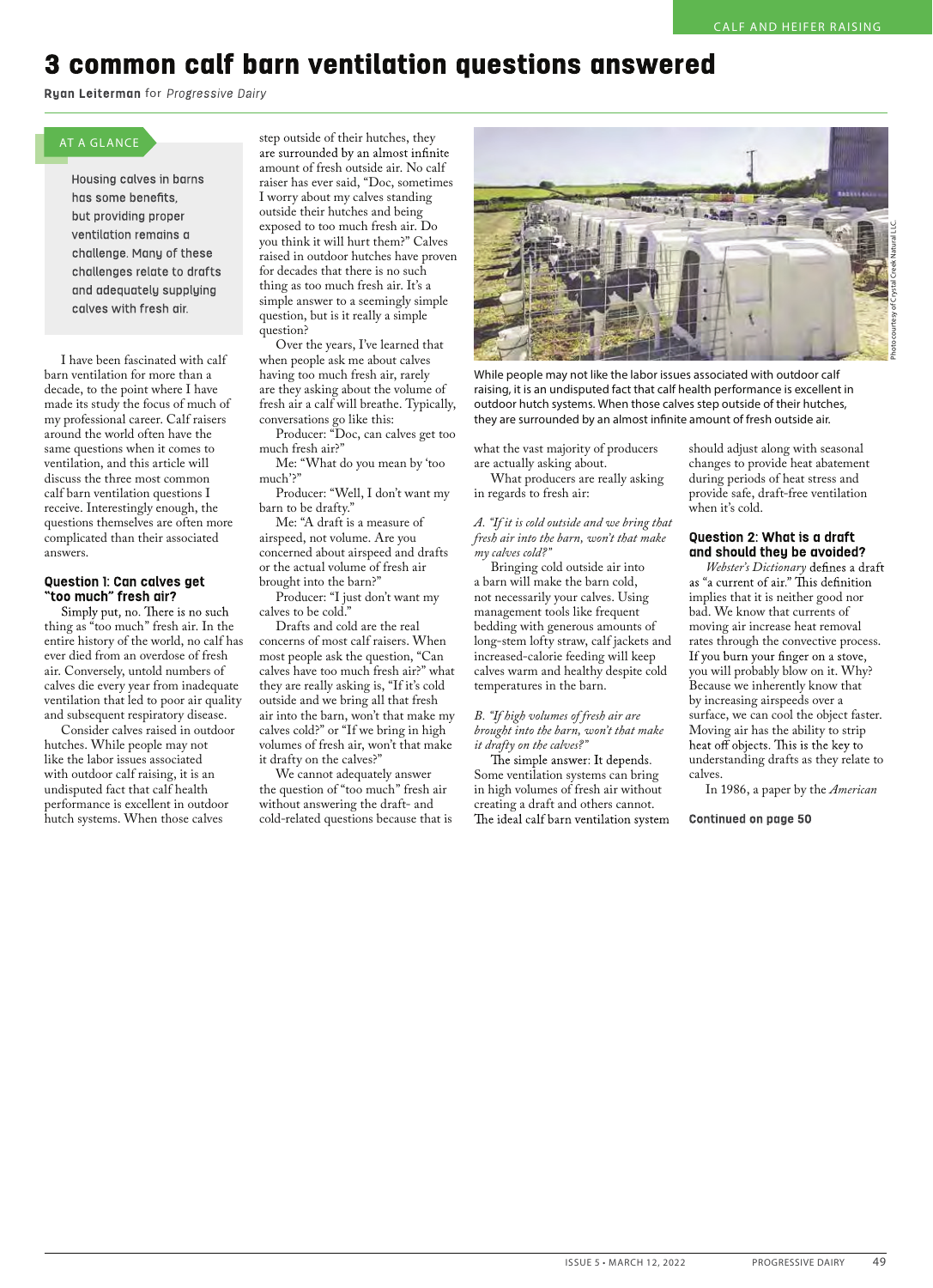# 3 common calf barn ventilation questions answered

**Ryan Leiterman** for *Progressive Dairy*

**AT A GLANCE**

Housing calves in barns has some benefits, but providing proper ventilation remains a challenge. Many of these challenges relate to drafts and adequately supplying calves with fresh air.

I have been fascinated with calf barn ventilation for more than a decade, to the point where I have made its study the focus of much of my professional career. Calf raisers around the world often have the same questions when it comes to ventilation, and this article will discuss the three most common calf barn ventilation questions I receive. Interestingly enough, the questions themselves are often more complicated than their associated answers.

## Question 1: Can calves get "too much" fresh air?

Simply put, no. There is no such thing as "too much" fresh air. In the entire history of the world, no calf has ever died from an overdose of fresh air. Conversely, untold numbers of calves die every year from inadequate ventilation that led to poor air quality and subsequent respiratory disease.

Consider calves raised in outdoor hutches. While people may not like the labor issues associated with outdoor calf raising, it is an undisputed fact that calf health performance is excellent in outdoor hutch systems. When those calves step outside of their hutches, they are surrounded by an almost infinite amount of fresh outside air. No calf raiser has ever said, "Doc, sometimes I worry about my calves standing outside their hutches and being exposed to too much fresh air. Do you think it will hurt them?" Calves raised in outdoor hutches have proven for decades that there is no such thing as too much fresh air. It's a simple answer to a seemingly simple question, but is it really a simple question?

Over the years, I've learned that when people ask me about calves having too much fresh air, rarely are they asking about the volume of fresh air a calf will breathe. Typically, conversations go like this:

Producer: "Doc, can calves get too much fresh air?"

Me: "What do you mean by 'too much'?"

Producer: "Well, I don't want my barn to be drafty."

Me: "A draft is a measure of airspeed, not volume. Are you concerned about airspeed and drafts or the actual volume of fresh air brought into the barn?"

Producer: "I just don't want my calves to be cold."

Drafts and cold are the real concerns of most calf raisers. When most people ask the question, "Can calves have too much fresh air?" what they are really asking is, "If it's cold outside and we bring all that fresh air into the barn, won't that make my calves cold?" or "If we bring in high volumes of fresh air, won't that make it drafty on the calves?"

We cannot adequately answer the question of "too much" fresh air without answering the draft- and cold-related questions because that is what the vast majority of producers are actually asking about.

While people may not like the labor issues associated with outdoor calf raising, it is an undisputed fact that calf health performance is excellent in outdoor hutch systems. When those calves step outside of their hutches, they are surrounded by an almost infinite amount of fresh outside air.

Photo courtesy of Crystal Creek Natural LLC.

What producers are really asking in regards to fresh air:

*A. "If it is cold outside and we bring that fresh air into the barn, won't that make my calves cold?"*

Bringing cold outside air into a barn will make the barn cold, not necessarily your calves. Using management tools like frequent bedding with generous amounts of long-stem lofty straw, calf jackets and increased-calorie feeding will keep calves warm and healthy despite cold temperatures in the barn.

*B. "If high volumes of fresh air are brought into the barn, won't that make it drafty on the calves?"*

The simple answer: It depends. Some ventilation systems can bring in high volumes of fresh air without creating a draft and others cannot. The ideal calf barn ventilation system should adjust along with seasonal changes to provide heat abatement during periods of heat stress and provide safe, draft-free ventilation when it's cold.

## Question 2: What is a draft and should they be avoided?

*Webster's Dictionary* defines a draft as "a current of air." This definition implies that it is neither good nor bad. We know that currents of moving air increase heat removal rates through the convective process. If you burn your finger on a stove, you will probably blow on it. Why? Because we inherently know that by increasing airspeeds over a surface, we can cool the object faster. Moving air has the ability to strip heat off objects. This is the key to understanding drafts as they relate to calves.

In 1986, a paper by the *American*

**Continued on page 50**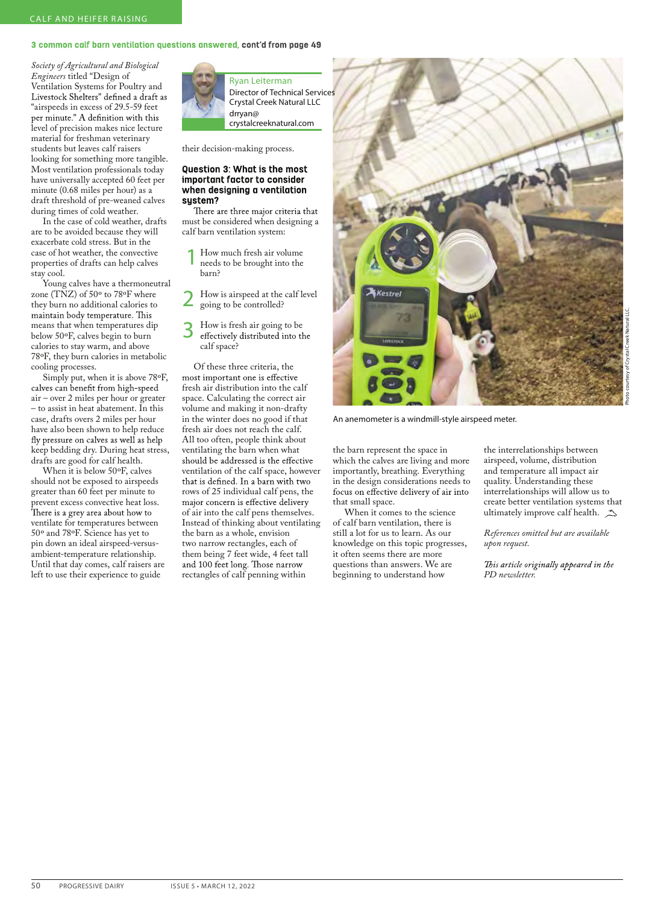**3 common calf barn ventilation questions answered, cont'd from page 49**

*Society of Agricultural and Biological Engineers* titled "Design of Ventilation Systems for Poultry and Livestock Shelters" defined a draft as "airspeeds in excess of 29.5-59 feet per minute." A definition with this level of precision makes nice lecture material for freshman veterinary students but leaves calf raisers looking for something more tangible. Most ventilation professionals today have universally accepted 60 feet per minute (0.68 miles per hour) as a draft threshold of pre-weaned calves during times of cold weather.

In the case of cold weather, drafts are to be avoided because they will exacerbate cold stress. But in the case of hot weather, the convective properties of drafts can help calves stay cool.

Young calves have a thermoneutral zone (TNZ) of 50º to 78ºF where they burn no additional calories to maintain body temperature. This means that when temperatures dip below 50ºF, calves begin to burn calories to stay warm, and above 78ºF, they burn calories in metabolic cooling processes.

Simply put, when it is above 78ºF, calves can benefit from high-speed air – over 2 miles per hour or greater – to assist in heat abatement. In this case, drafts overs 2 miles per hour have also been shown to help reduce fly pressure on calves as well as help keep bedding dry. During heat stress, drafts are good for calf health.

When it is below 50ºF, calves should not be exposed to airspeeds greater than 60 feet per minute to prevent excess convective heat loss. There is a grey area about how to ventilate for temperatures between 50º and 78ºF. Science has yet to pin down an ideal airspeed-versus-ambient-temperature relationship. Until that day comes, calf raisers are left to use their experience to guide their decision-making process.

Ryan Leiterman
Director of Technical Services
Crystal Creek Natural LLC
drryan@crystalcreeknatural.com

### Question 3: What is the most important factor to consider when designing a ventilation system?

There are three major criteria that must be considered when designing a calf barn ventilation system:

1. How much fresh air volume needs to be brought into the barn?
2. How is airspeed at the calf level going to be controlled?
3. How is fresh air going to be effectively distributed into the calf space?

Of these three criteria, the most important one is effective fresh air distribution into the calf space. Calculating the correct air volume and making it non-drafty in the winter does no good if that fresh air does not reach the calf. All too often, people think about ventilating the barn when what should be addressed is the effective ventilation of the calf space, however that is defined. In a barn with two rows of 25 individual calf pens, the major concern is effective delivery of air into the calf pens themselves. Instead of thinking about ventilating the barn as a whole, envision two narrow rectangles, each of them being 7 feet wide, 4 feet tall and 100 feet long. Those narrow rectangles of calf penning within the barn represent the space in which the calves are living and more importantly, breathing. Everything in the design considerations needs to focus on effective delivery of air into that small space.

When it comes to the science of calf barn ventilation, there is still a lot for us to learn. As our knowledge on this topic progresses, it often seems there are more questions than answers. We are beginning to understand how the interrelationships between airspeed, volume, distribution and temperature all impact air quality. Understanding these interrelationships will allow us to create better ventilation systems that ultimately improve calf health.

An anemometer is a windmill-style airspeed meter.

Photo courtesy of Crystal Creek Natural LLC.

*References omitted but are available upon request.*

*This article originally appeared in the PD newsletter.*